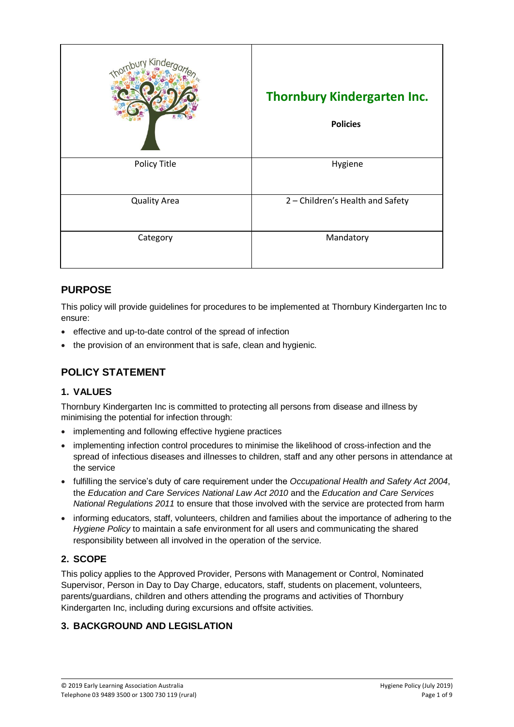| | **Thornbury Kindergarten Inc.**<br><br>**Policies** |
|---|---|
| Policy Title | Hygiene |
| Quality Area | 2 – Children's Health and Safety |
| Category | Mandatory |

## PURPOSE

This policy will provide guidelines for procedures to be implemented at Thornbury Kindergarten Inc to ensure:

- effective and up-to-date control of the spread of infection
- the provision of an environment that is safe, clean and hygienic.

## POLICY STATEMENT

### 1. VALUES

Thornbury Kindergarten Inc is committed to protecting all persons from disease and illness by minimising the potential for infection through:

- implementing and following effective hygiene practices
- implementing infection control procedures to minimise the likelihood of cross-infection and the spread of infectious diseases and illnesses to children, staff and any other persons in attendance at the service
- fulfilling the service's duty of care requirement under the *Occupational Health and Safety Act 2004*, the *Education and Care Services National Law Act 2010* and the *Education and Care Services National Regulations 2011* to ensure that those involved with the service are protected from harm
- informing educators, staff, volunteers, children and families about the importance of adhering to the *Hygiene Policy* to maintain a safe environment for all users and communicating the shared responsibility between all involved in the operation of the service.

### 2. SCOPE

This policy applies to the Approved Provider, Persons with Management or Control, Nominated Supervisor, Person in Day to Day Charge, educators, staff, students on placement, volunteers, parents/guardians, children and others attending the programs and activities of Thornbury Kindergarten Inc, including during excursions and offsite activities.

### 3. BACKGROUND AND LEGISLATION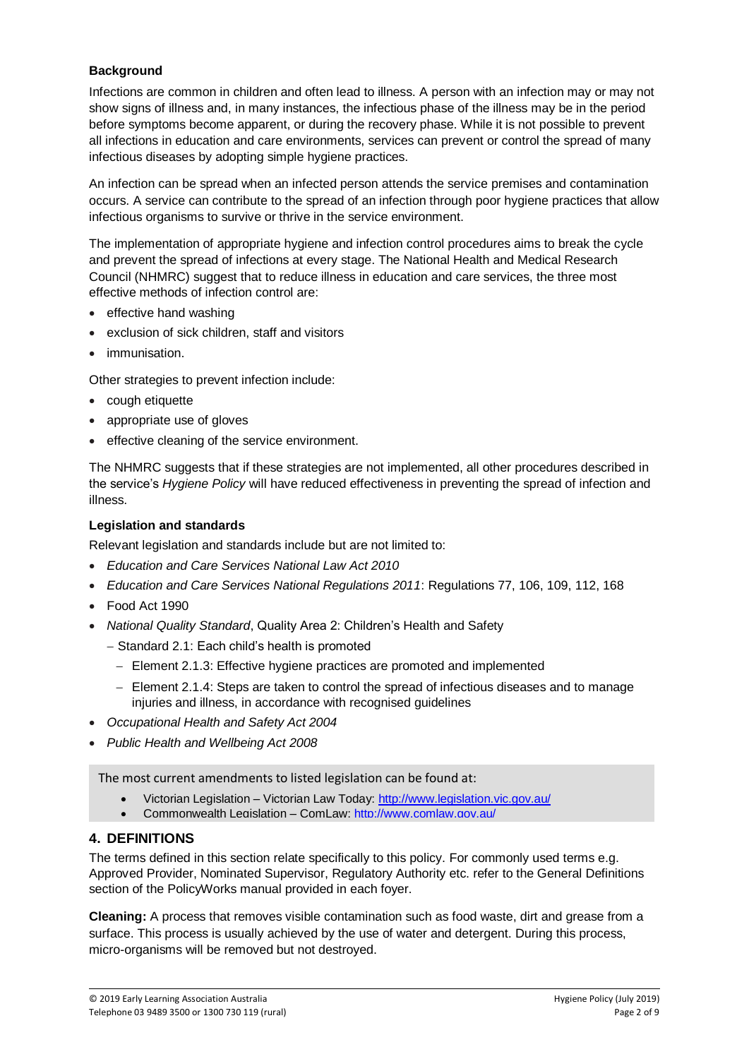**Background**

Infections are common in children and often lead to illness. A person with an infection may or may not show signs of illness and, in many instances, the infectious phase of the illness may be in the period before symptoms become apparent, or during the recovery phase. While it is not possible to prevent all infections in education and care environments, services can prevent or control the spread of many infectious diseases by adopting simple hygiene practices.

An infection can be spread when an infected person attends the service premises and contamination occurs. A service can contribute to the spread of an infection through poor hygiene practices that allow infectious organisms to survive or thrive in the service environment.

The implementation of appropriate hygiene and infection control procedures aims to break the cycle and prevent the spread of infections at every stage. The National Health and Medical Research Council (NHMRC) suggest that to reduce illness in education and care services, the three most effective methods of infection control are:

- effective hand washing
- exclusion of sick children, staff and visitors
- immunisation.

Other strategies to prevent infection include:

- cough etiquette
- appropriate use of gloves
- effective cleaning of the service environment.

The NHMRC suggests that if these strategies are not implemented, all other procedures described in the service's *Hygiene Policy* will have reduced effectiveness in preventing the spread of infection and illness.

**Legislation and standards**

Relevant legislation and standards include but are not limited to:

- *Education and Care Services National Law Act 2010*
- *Education and Care Services National Regulations 2011*: Regulations 77, 106, 109, 112, 168
- Food Act 1990
- *National Quality Standard*, Quality Area 2: Children's Health and Safety
  - Standard 2.1: Each child's health is promoted
    - Element 2.1.3: Effective hygiene practices are promoted and implemented
    - Element 2.1.4: Steps are taken to control the spread of infectious diseases and to manage injuries and illness, in accordance with recognised guidelines
- *Occupational Health and Safety Act 2004*
- *Public Health and Wellbeing Act 2008*

The most current amendments to listed legislation can be found at:

- Victorian Legislation – Victorian Law Today: http://www.legislation.vic.gov.au/
- Commonwealth Legislation – ComLaw: http://www.comlaw.gov.au/

## 4. DEFINITIONS

The terms defined in this section relate specifically to this policy. For commonly used terms e.g. Approved Provider, Nominated Supervisor, Regulatory Authority etc. refer to the General Definitions section of the PolicyWorks manual provided in each foyer.

**Cleaning:** A process that removes visible contamination such as food waste, dirt and grease from a surface. This process is usually achieved by the use of water and detergent. During this process, micro-organisms will be removed but not destroyed.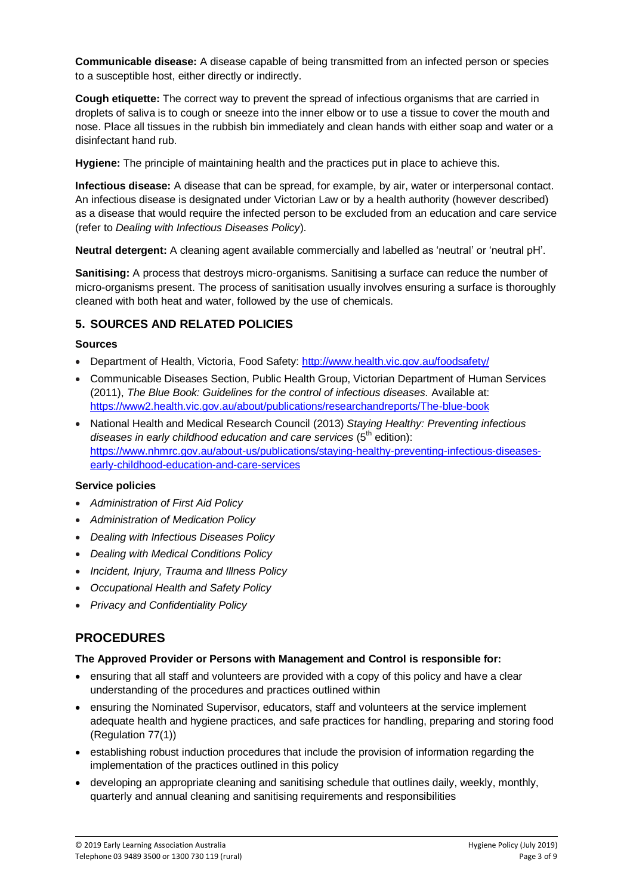**Communicable disease:** A disease capable of being transmitted from an infected person or species to a susceptible host, either directly or indirectly.

**Cough etiquette:** The correct way to prevent the spread of infectious organisms that are carried in droplets of saliva is to cough or sneeze into the inner elbow or to use a tissue to cover the mouth and nose. Place all tissues in the rubbish bin immediately and clean hands with either soap and water or a disinfectant hand rub.

**Hygiene:** The principle of maintaining health and the practices put in place to achieve this.

**Infectious disease:** A disease that can be spread, for example, by air, water or interpersonal contact. An infectious disease is designated under Victorian Law or by a health authority (however described) as a disease that would require the infected person to be excluded from an education and care service (refer to *Dealing with Infectious Diseases Policy*).

**Neutral detergent:** A cleaning agent available commercially and labelled as 'neutral' or 'neutral pH'.

**Sanitising:** A process that destroys micro-organisms. Sanitising a surface can reduce the number of micro-organisms present. The process of sanitisation usually involves ensuring a surface is thoroughly cleaned with both heat and water, followed by the use of chemicals.

## 5. SOURCES AND RELATED POLICIES

### Sources

- Department of Health, Victoria, Food Safety: http://www.health.vic.gov.au/foodsafety/
- Communicable Diseases Section, Public Health Group, Victorian Department of Human Services (2011), *The Blue Book: Guidelines for the control of infectious diseases.* Available at: https://www2.health.vic.gov.au/about/publications/researchandreports/The-blue-book
- National Health and Medical Research Council (2013) *Staying Healthy: Preventing infectious diseases in early childhood education and care services* (5th edition): https://www.nhmrc.gov.au/about-us/publications/staying-healthy-preventing-infectious-diseases-early-childhood-education-and-care-services

### Service policies

- *Administration of First Aid Policy*
- *Administration of Medication Policy*
- *Dealing with Infectious Diseases Policy*
- *Dealing with Medical Conditions Policy*
- *Incident, Injury, Trauma and Illness Policy*
- *Occupational Health and Safety Policy*
- *Privacy and Confidentiality Policy*

# PROCEDURES

### The Approved Provider or Persons with Management and Control is responsible for:

- ensuring that all staff and volunteers are provided with a copy of this policy and have a clear understanding of the procedures and practices outlined within
- ensuring the Nominated Supervisor, educators, staff and volunteers at the service implement adequate health and hygiene practices, and safe practices for handling, preparing and storing food (Regulation 77(1))
- establishing robust induction procedures that include the provision of information regarding the implementation of the practices outlined in this policy
- developing an appropriate cleaning and sanitising schedule that outlines daily, weekly, monthly, quarterly and annual cleaning and sanitising requirements and responsibilities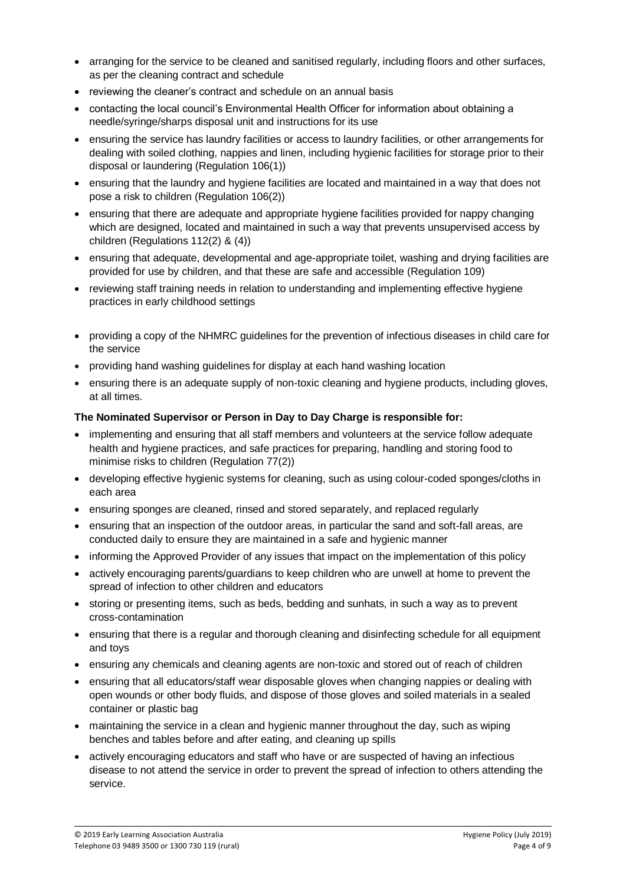- arranging for the service to be cleaned and sanitised regularly, including floors and other surfaces, as per the cleaning contract and schedule
- reviewing the cleaner's contract and schedule on an annual basis
- contacting the local council's Environmental Health Officer for information about obtaining a needle/syringe/sharps disposal unit and instructions for its use
- ensuring the service has laundry facilities or access to laundry facilities, or other arrangements for dealing with soiled clothing, nappies and linen, including hygienic facilities for storage prior to their disposal or laundering (Regulation 106(1))
- ensuring that the laundry and hygiene facilities are located and maintained in a way that does not pose a risk to children (Regulation 106(2))
- ensuring that there are adequate and appropriate hygiene facilities provided for nappy changing which are designed, located and maintained in such a way that prevents unsupervised access by children (Regulations 112(2) & (4))
- ensuring that adequate, developmental and age-appropriate toilet, washing and drying facilities are provided for use by children, and that these are safe and accessible (Regulation 109)
- reviewing staff training needs in relation to understanding and implementing effective hygiene practices in early childhood settings
- providing a copy of the NHMRC guidelines for the prevention of infectious diseases in child care for the service
- providing hand washing guidelines for display at each hand washing location
- ensuring there is an adequate supply of non-toxic cleaning and hygiene products, including gloves, at all times.

**The Nominated Supervisor or Person in Day to Day Charge is responsible for:**

- implementing and ensuring that all staff members and volunteers at the service follow adequate health and hygiene practices, and safe practices for preparing, handling and storing food to minimise risks to children (Regulation 77(2))
- developing effective hygienic systems for cleaning, such as using colour-coded sponges/cloths in each area
- ensuring sponges are cleaned, rinsed and stored separately, and replaced regularly
- ensuring that an inspection of the outdoor areas, in particular the sand and soft-fall areas, are conducted daily to ensure they are maintained in a safe and hygienic manner
- informing the Approved Provider of any issues that impact on the implementation of this policy
- actively encouraging parents/guardians to keep children who are unwell at home to prevent the spread of infection to other children and educators
- storing or presenting items, such as beds, bedding and sunhats, in such a way as to prevent cross-contamination
- ensuring that there is a regular and thorough cleaning and disinfecting schedule for all equipment and toys
- ensuring any chemicals and cleaning agents are non-toxic and stored out of reach of children
- ensuring that all educators/staff wear disposable gloves when changing nappies or dealing with open wounds or other body fluids, and dispose of those gloves and soiled materials in a sealed container or plastic bag
- maintaining the service in a clean and hygienic manner throughout the day, such as wiping benches and tables before and after eating, and cleaning up spills
- actively encouraging educators and staff who have or are suspected of having an infectious disease to not attend the service in order to prevent the spread of infection to others attending the service.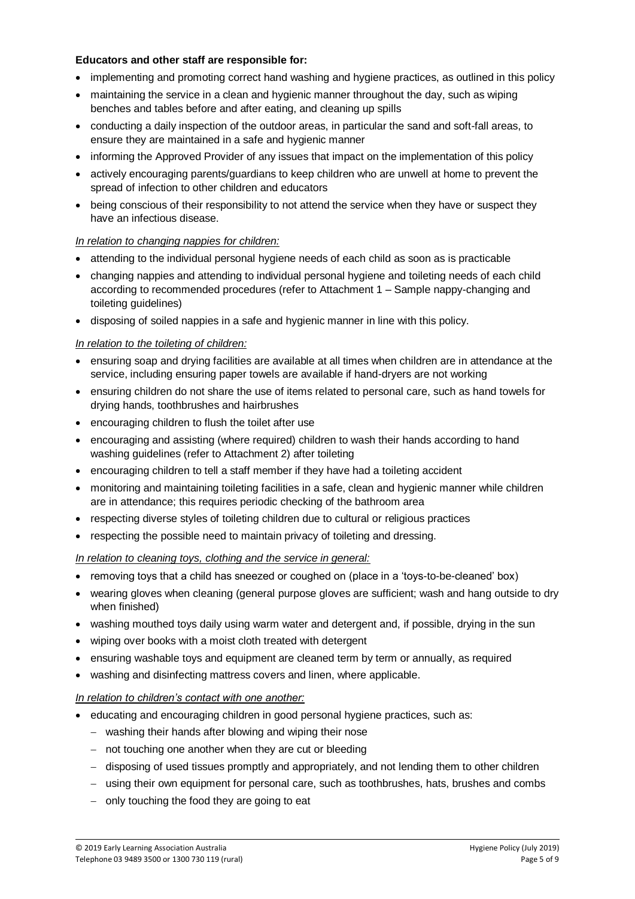**Educators and other staff are responsible for:**

- implementing and promoting correct hand washing and hygiene practices, as outlined in this policy
- maintaining the service in a clean and hygienic manner throughout the day, such as wiping benches and tables before and after eating, and cleaning up spills
- conducting a daily inspection of the outdoor areas, in particular the sand and soft-fall areas, to ensure they are maintained in a safe and hygienic manner
- informing the Approved Provider of any issues that impact on the implementation of this policy
- actively encouraging parents/guardians to keep children who are unwell at home to prevent the spread of infection to other children and educators
- being conscious of their responsibility to not attend the service when they have or suspect they have an infectious disease.

*In relation to changing nappies for children:*

- attending to the individual personal hygiene needs of each child as soon as is practicable
- changing nappies and attending to individual personal hygiene and toileting needs of each child according to recommended procedures (refer to Attachment 1 – Sample nappy-changing and toileting guidelines)
- disposing of soiled nappies in a safe and hygienic manner in line with this policy.

*In relation to the toileting of children:*

- ensuring soap and drying facilities are available at all times when children are in attendance at the service, including ensuring paper towels are available if hand-dryers are not working
- ensuring children do not share the use of items related to personal care, such as hand towels for drying hands, toothbrushes and hairbrushes
- encouraging children to flush the toilet after use
- encouraging and assisting (where required) children to wash their hands according to hand washing guidelines (refer to Attachment 2) after toileting
- encouraging children to tell a staff member if they have had a toileting accident
- monitoring and maintaining toileting facilities in a safe, clean and hygienic manner while children are in attendance; this requires periodic checking of the bathroom area
- respecting diverse styles of toileting children due to cultural or religious practices
- respecting the possible need to maintain privacy of toileting and dressing.

*In relation to cleaning toys, clothing and the service in general:*

- removing toys that a child has sneezed or coughed on (place in a 'toys-to-be-cleaned' box)
- wearing gloves when cleaning (general purpose gloves are sufficient; wash and hang outside to dry when finished)
- washing mouthed toys daily using warm water and detergent and, if possible, drying in the sun
- wiping over books with a moist cloth treated with detergent
- ensuring washable toys and equipment are cleaned term by term or annually, as required
- washing and disinfecting mattress covers and linen, where applicable.

*In relation to children's contact with one another:*

- educating and encouraging children in good personal hygiene practices, such as:
  - washing their hands after blowing and wiping their nose
  - not touching one another when they are cut or bleeding
  - disposing of used tissues promptly and appropriately, and not lending them to other children
  - using their own equipment for personal care, such as toothbrushes, hats, brushes and combs
  - only touching the food they are going to eat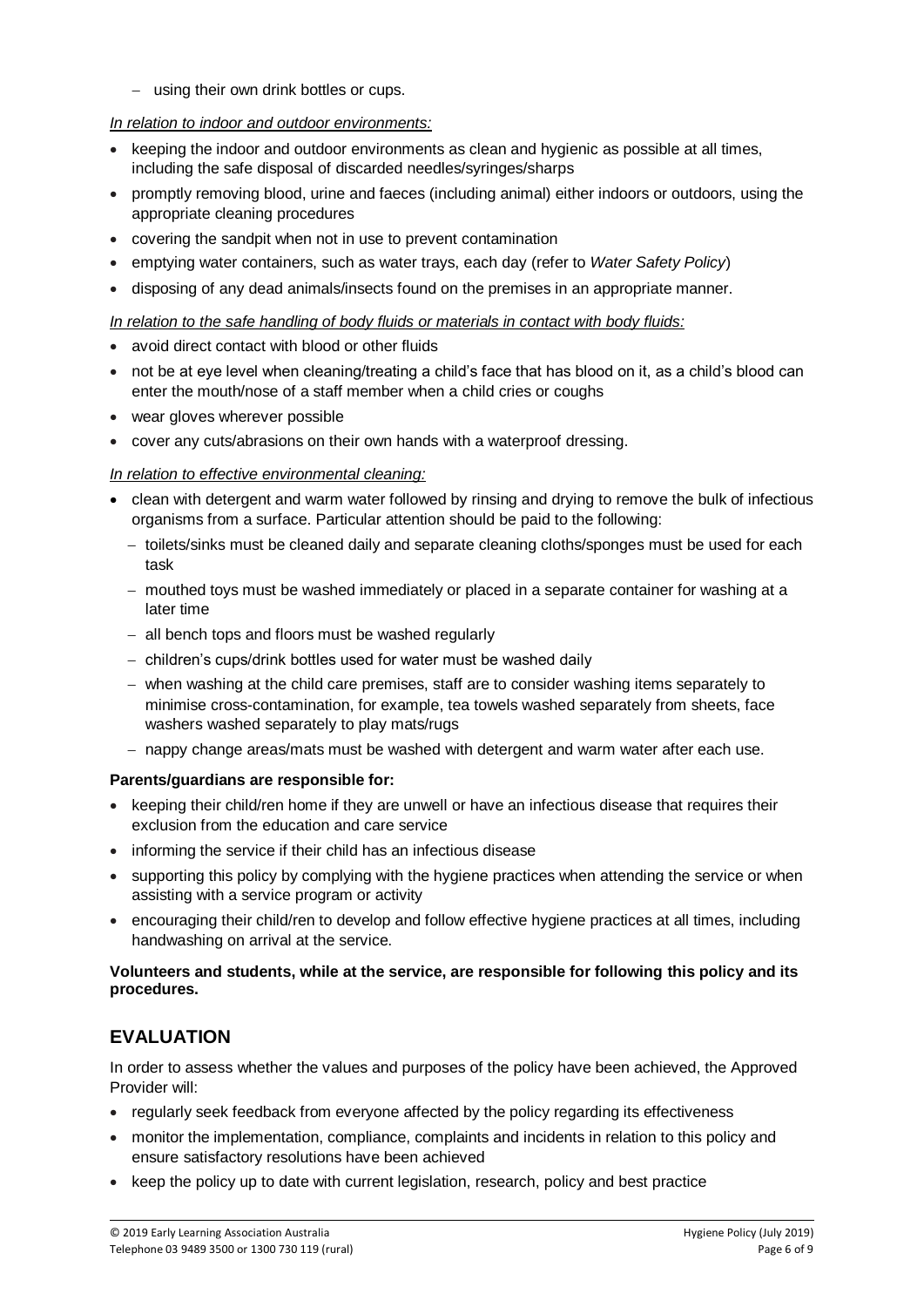- using their own drink bottles or cups.

*In relation to indoor and outdoor environments:*

- keeping the indoor and outdoor environments as clean and hygienic as possible at all times, including the safe disposal of discarded needles/syringes/sharps
- promptly removing blood, urine and faeces (including animal) either indoors or outdoors, using the appropriate cleaning procedures
- covering the sandpit when not in use to prevent contamination
- emptying water containers, such as water trays, each day (refer to *Water Safety Policy*)
- disposing of any dead animals/insects found on the premises in an appropriate manner.

*In relation to the safe handling of body fluids or materials in contact with body fluids:*

- avoid direct contact with blood or other fluids
- not be at eye level when cleaning/treating a child's face that has blood on it, as a child's blood can enter the mouth/nose of a staff member when a child cries or coughs
- wear gloves wherever possible
- cover any cuts/abrasions on their own hands with a waterproof dressing.

*In relation to effective environmental cleaning:*

- clean with detergent and warm water followed by rinsing and drying to remove the bulk of infectious organisms from a surface. Particular attention should be paid to the following:
  - toilets/sinks must be cleaned daily and separate cleaning cloths/sponges must be used for each task
  - mouthed toys must be washed immediately or placed in a separate container for washing at a later time
  - all bench tops and floors must be washed regularly
  - children's cups/drink bottles used for water must be washed daily
  - when washing at the child care premises, staff are to consider washing items separately to minimise cross-contamination, for example, tea towels washed separately from sheets, face washers washed separately to play mats/rugs
  - nappy change areas/mats must be washed with detergent and warm water after each use.

**Parents/guardians are responsible for:**

- keeping their child/ren home if they are unwell or have an infectious disease that requires their exclusion from the education and care service
- informing the service if their child has an infectious disease
- supporting this policy by complying with the hygiene practices when attending the service or when assisting with a service program or activity
- encouraging their child/ren to develop and follow effective hygiene practices at all times, including handwashing on arrival at the service.

**Volunteers and students, while at the service, are responsible for following this policy and its procedures.**

## EVALUATION

In order to assess whether the values and purposes of the policy have been achieved, the Approved Provider will:

- regularly seek feedback from everyone affected by the policy regarding its effectiveness
- monitor the implementation, compliance, complaints and incidents in relation to this policy and ensure satisfactory resolutions have been achieved
- keep the policy up to date with current legislation, research, policy and best practice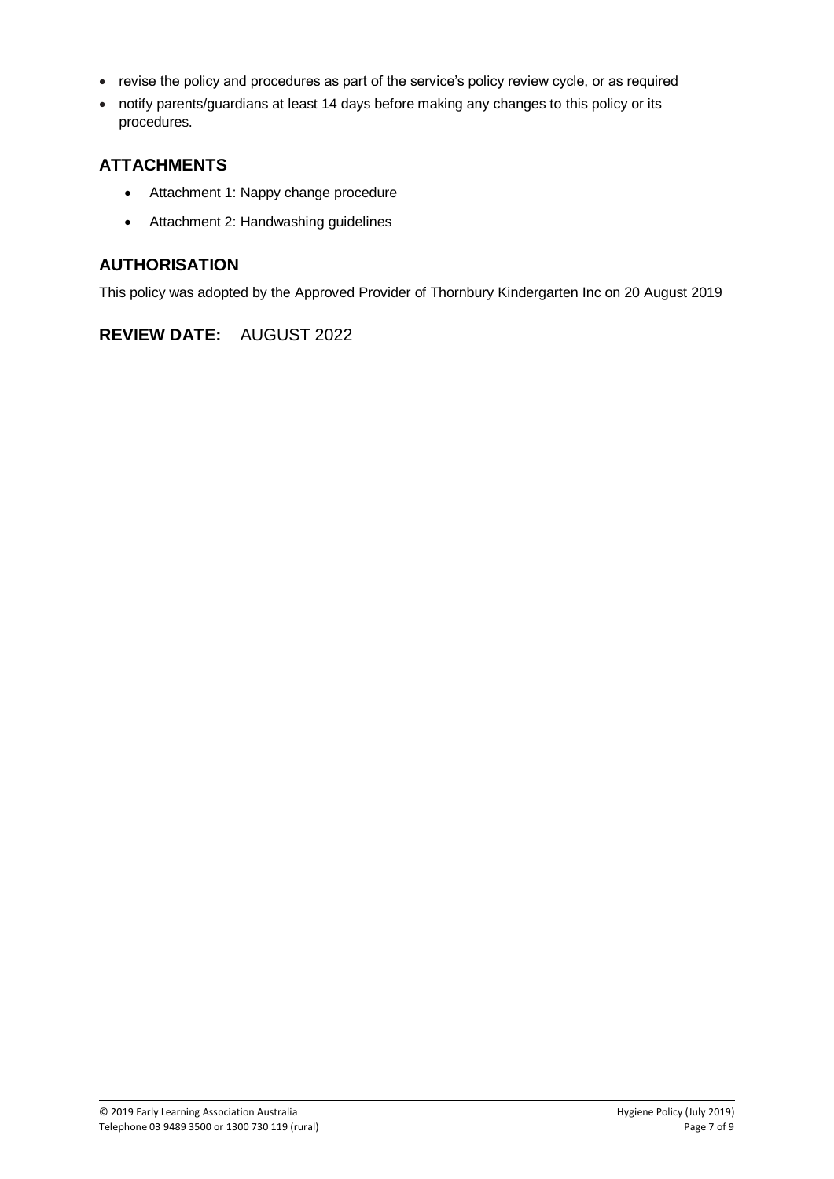- revise the policy and procedures as part of the service's policy review cycle, or as required
- notify parents/guardians at least 14 days before making any changes to this policy or its procedures.

## ATTACHMENTS

- Attachment 1: Nappy change procedure
- Attachment 2: Handwashing guidelines

## AUTHORISATION

This policy was adopted by the Approved Provider of Thornbury Kindergarten Inc on 20 August 2019

## REVIEW DATE: AUGUST 2022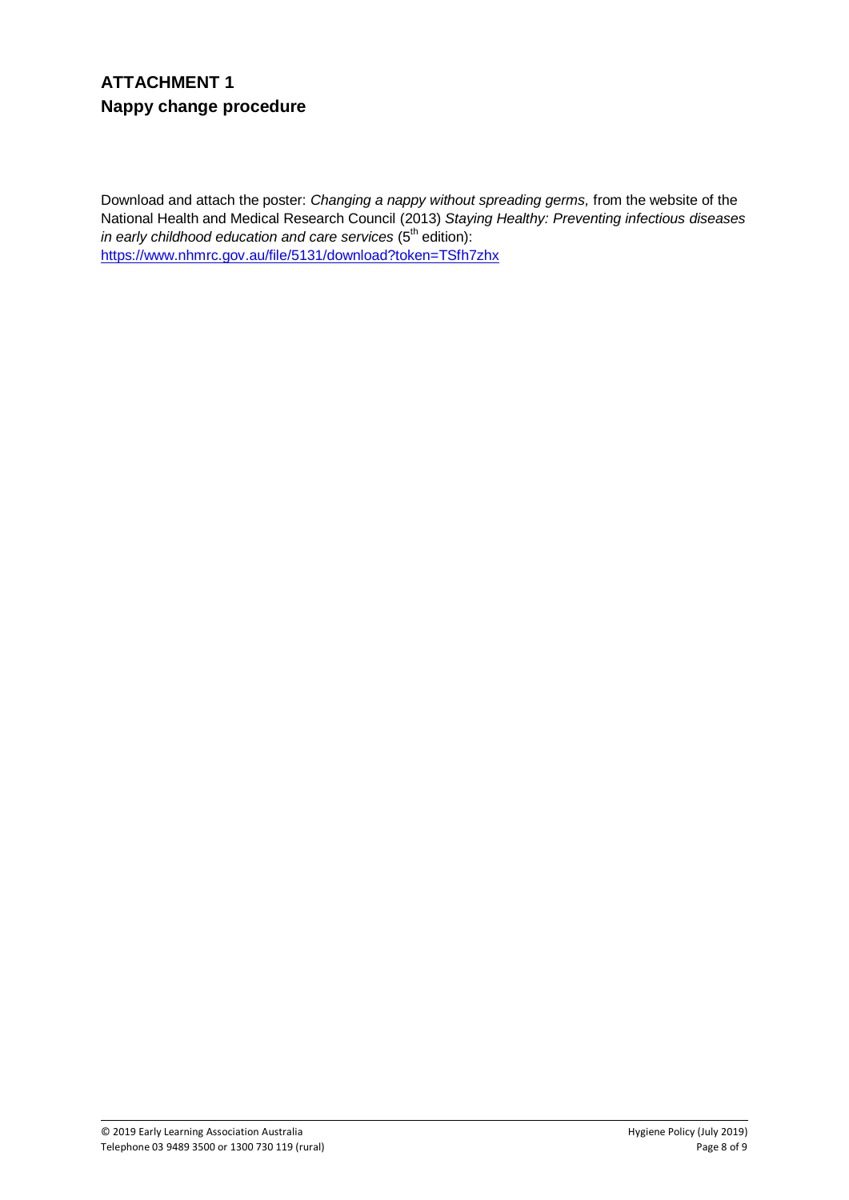## ATTACHMENT 1
## Nappy change procedure

Download and attach the poster: *Changing a nappy without spreading germs,* from the website of the National Health and Medical Research Council (2013) *Staying Healthy: Preventing infectious diseases in early childhood education and care services* (5th edition): https://www.nhmrc.gov.au/file/5131/download?token=TSfh7zhx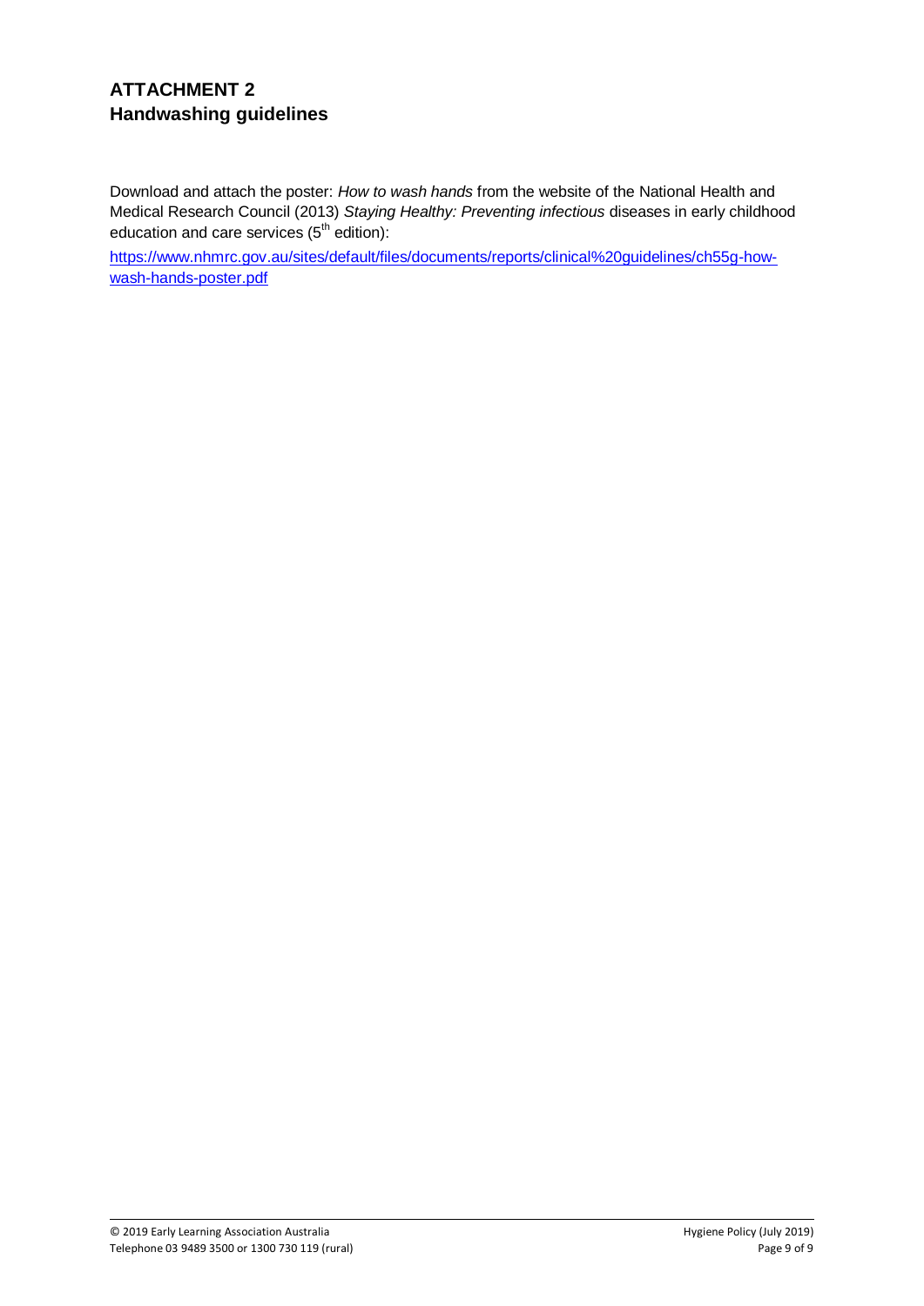## ATTACHMENT 2
## Handwashing guidelines

Download and attach the poster: *How to wash hands* from the website of the National Health and Medical Research Council (2013) *Staying Healthy: Preventing infectious* diseases in early childhood education and care services (5th edition):

https://www.nhmrc.gov.au/sites/default/files/documents/reports/clinical%20guidelines/ch55g-how-wash-hands-poster.pdf